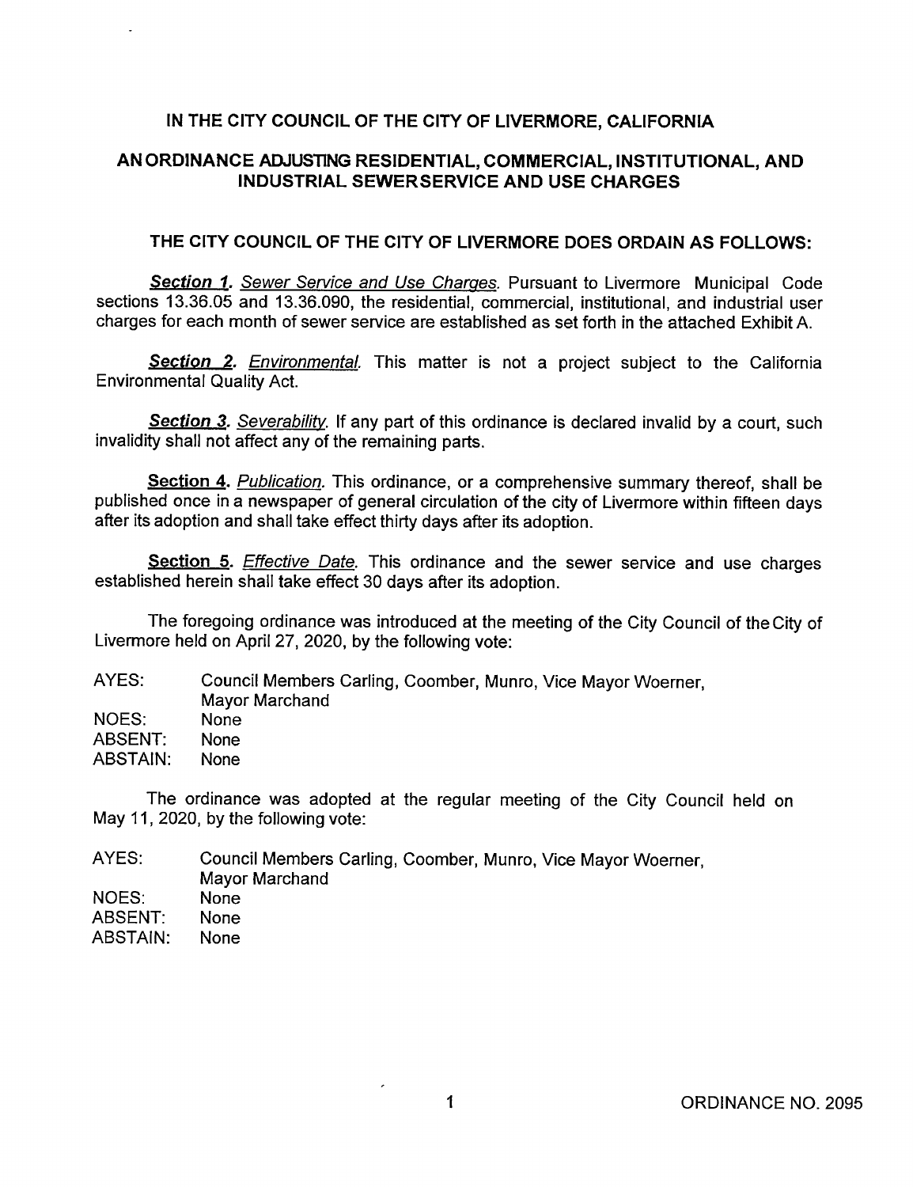# IN THE CITY COUNCIL OF THE CITY OF LIVERMORE, CALIFORNIA

## AN ORDINANCE ADJUSTING RESIDENTIAL, COMMERCIAL, INSTITUTIONAL, AND INDUSTRIAL SEWER SERVICE AND USE CHARGES

### THE CITY COUNCIL OF THE CITY OF LIVERMORE DOES ORDAIN AS FOLLOWS:

***Section 1.*** *Sewer Service and Use Charges.* Pursuant to Livermore Municipal Code sections 13.36.05 and 13.36.090, the residential, commercial, institutional, and industrial user charges for each month of sewer service are established as set forth in the attached Exhibit A.

***Section 2.*** *Environmental.* This matter is not a project subject to the California Environmental Quality Act.

***Section 3.*** *Severability.* If any part of this ordinance is declared invalid by a court, such invalidity shall not affect any of the remaining parts.

**Section 4.** *Publication.* This ordinance, or a comprehensive summary thereof, shall be published once in a newspaper of general circulation of the city of Livermore within fifteen days after its adoption and shall take effect thirty days after its adoption.

**Section 5.** *Effective Date.* This ordinance and the sewer service and use charges established herein shall take effect 30 days after its adoption.

The foregoing ordinance was introduced at the meeting of the City Council of the City of Livermore held on April 27, 2020, by the following vote:

AYES: Council Members Carling, Coomber, Munro, Vice Mayor Woerner, Mayor Marchand
NOES: None
ABSENT: None
ABSTAIN: None

The ordinance was adopted at the regular meeting of the City Council held on May 11, 2020, by the following vote:

AYES: Council Members Carling, Coomber, Munro, Vice Mayor Woerner, Mayor Marchand
NOES: None
ABSENT: None
ABSTAIN: None

ORDINANCE NO. 2095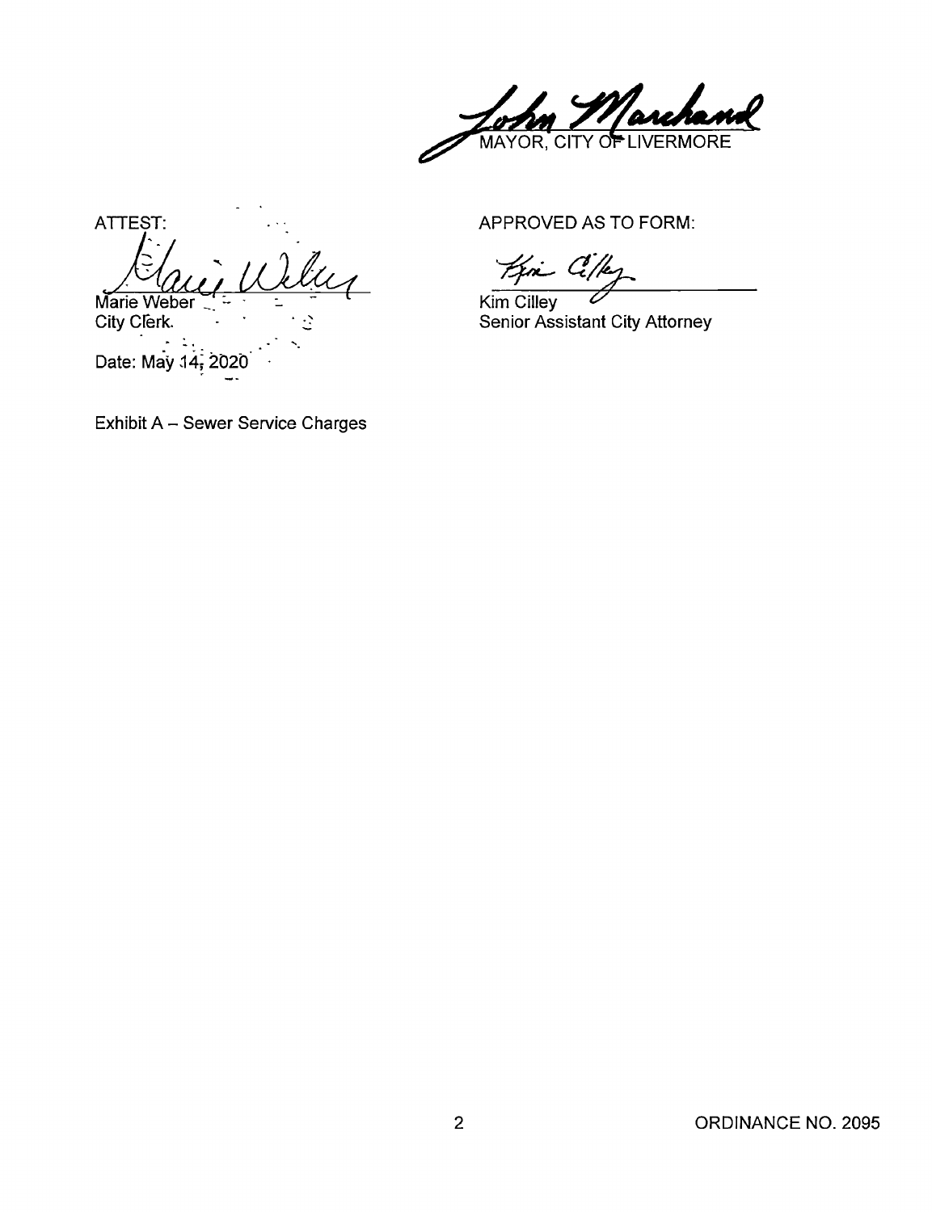John Marchand
MAYOR, CITY OF LIVERMORE

ATTEST:

Marie Weber
City Clerk.

Date: May 14, 2020

APPROVED AS TO FORM:

Kim Cilley
Senior Assistant City Attorney

Exhibit A – Sewer Service Charges

ORDINANCE NO. 2095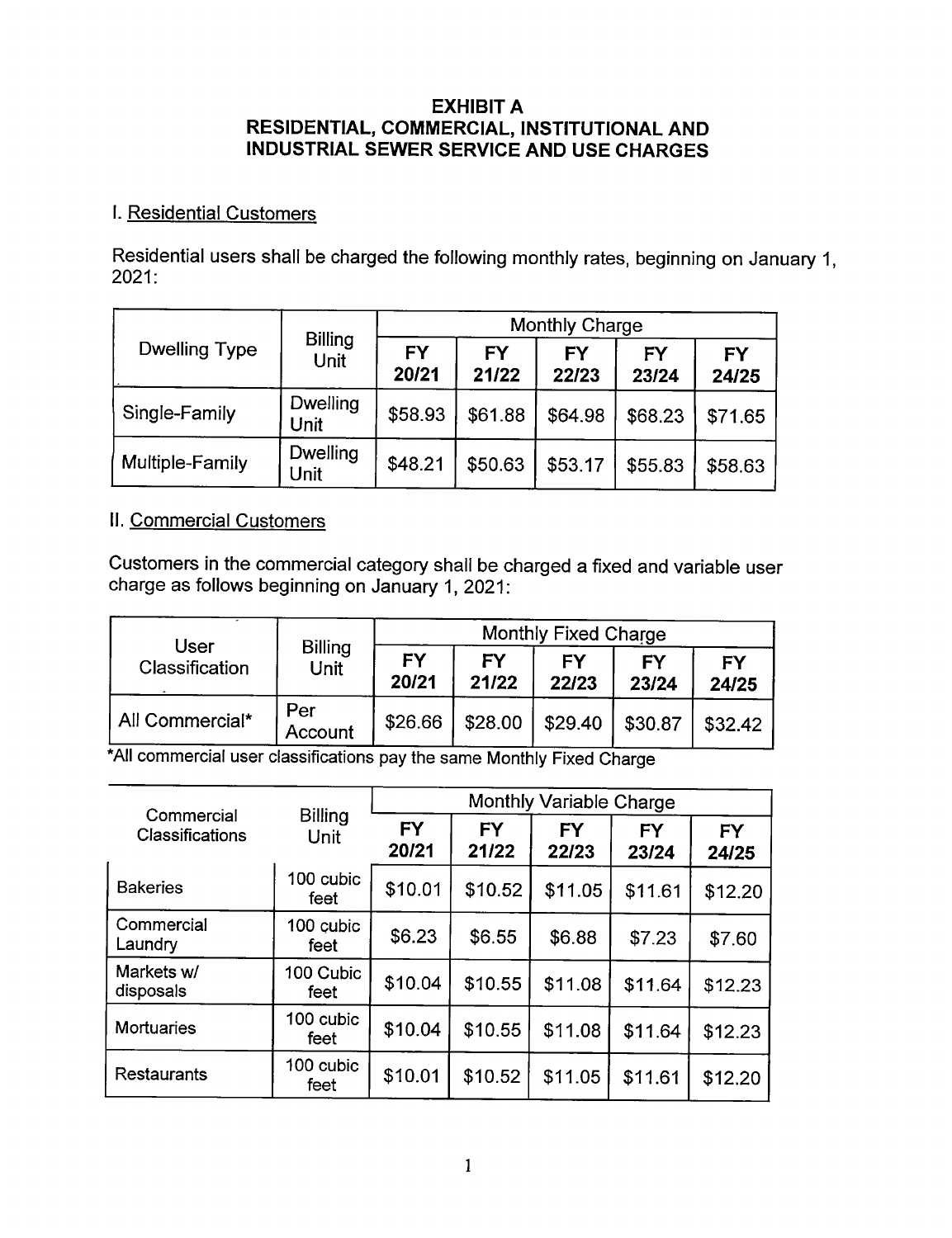# EXHIBIT A
# RESIDENTIAL, COMMERCIAL, INSTITUTIONAL AND INDUSTRIAL SEWER SERVICE AND USE CHARGES

## I. Residential Customers

Residential users shall be charged the following monthly rates, beginning on January 1, 2021:

| Dwelling Type | Billing Unit | Monthly Charge | | | | |
|---|---|---|---|---|---|---|
| | | FY 20/21 | FY 21/22 | FY 22/23 | FY 23/24 | FY 24/25 |
| Single-Family | Dwelling Unit | $58.93 | $61.88 | $64.98 | $68.23 | $71.65 |
| Multiple-Family | Dwelling Unit | $48.21 | $50.63 | $53.17 | $55.83 | $58.63 |

## II. Commercial Customers

Customers in the commercial category shall be charged a fixed and variable user charge as follows beginning on January 1, 2021:

| User Classification | Billing Unit | Monthly Fixed Charge | | | | |
|---|---|---|---|---|---|---|
| | | FY 20/21 | FY 21/22 | FY 22/23 | FY 23/24 | FY 24/25 |
| All Commercial* | Per Account | $26.66 | $28.00 | $29.40 | $30.87 | $32.42 |

*All commercial user classifications pay the same Monthly Fixed Charge

| Commercial Classifications | Billing Unit | Monthly Variable Charge | | | | |
|---|---|---|---|---|---|---|
| | | FY 20/21 | FY 21/22 | FY 22/23 | FY 23/24 | FY 24/25 |
| Bakeries | 100 cubic feet | $10.01 | $10.52 | $11.05 | $11.61 | $12.20 |
| Commercial Laundry | 100 cubic feet | $6.23 | $6.55 | $6.88 | $7.23 | $7.60 |
| Markets w/ disposals | 100 Cubic feet | $10.04 | $10.55 | $11.08 | $11.64 | $12.23 |
| Mortuaries | 100 cubic feet | $10.04 | $10.55 | $11.08 | $11.64 | $12.23 |
| Restaurants | 100 cubic feet | $10.01 | $10.52 | $11.05 | $11.61 | $12.20 |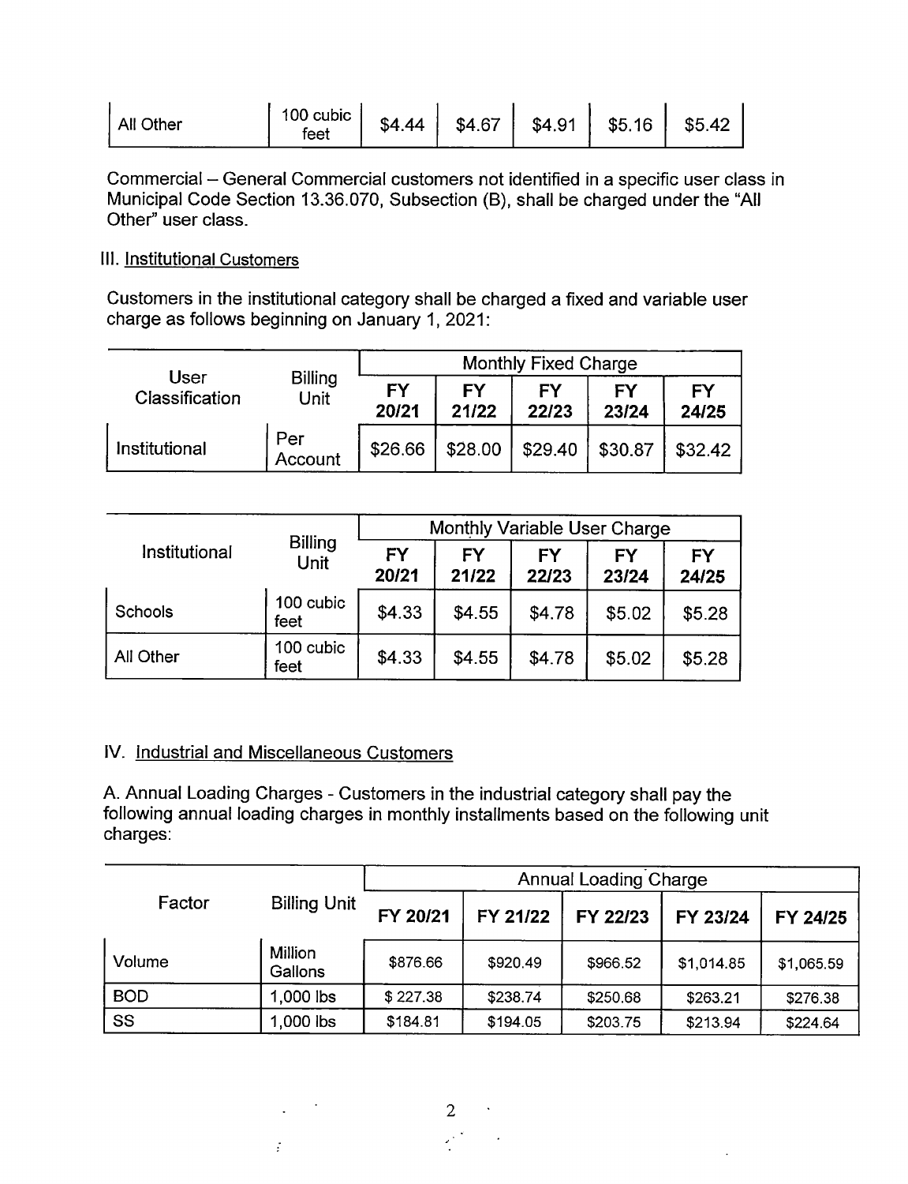| All Other | 100 cubic feet | $4.44 | $4.67 | $4.91 | $5.16 | $5.42 |
|---|---|---|---|---|---|---|

Commercial – General Commercial customers not identified in a specific user class in Municipal Code Section 13.36.070, Subsection (B), shall be charged under the "All Other" user class.

III. Institutional Customers

Customers in the institutional category shall be charged a fixed and variable user charge as follows beginning on January 1, 2021:

| User Classification | Billing Unit | Monthly Fixed Charge | | | | |
|---|---|---|---|---|---|---|
| | | FY 20/21 | FY 21/22 | FY 22/23 | FY 23/24 | FY 24/25 |
| Institutional | Per Account | $26.66 | $28.00 | $29.40 | $30.87 | $32.42 |

| Institutional | Billing Unit | Monthly Variable User Charge | | | | |
|---|---|---|---|---|---|---|
| | | FY 20/21 | FY 21/22 | FY 22/23 | FY 23/24 | FY 24/25 |
| Schools | 100 cubic feet | $4.33 | $4.55 | $4.78 | $5.02 | $5.28 |
| All Other | 100 cubic feet | $4.33 | $4.55 | $4.78 | $5.02 | $5.28 |

IV. Industrial and Miscellaneous Customers

A. Annual Loading Charges - Customers in the industrial category shall pay the following annual loading charges in monthly installments based on the following unit charges:

| Factor | Billing Unit | Annual Loading Charge | | | | |
|---|---|---|---|---|---|---|
| | | FY 20/21 | FY 21/22 | FY 22/23 | FY 23/24 | FY 24/25 |
| Volume | Million Gallons | $876.66 | $920.49 | $966.52 | $1,014.85 | $1,065.59 |
| BOD | 1,000 lbs | $ 227.38 | $238.74 | $250.68 | $263.21 | $276.38 |
| SS | 1,000 lbs | $184.81 | $194.05 | $203.75 | $213.94 | $224.64 |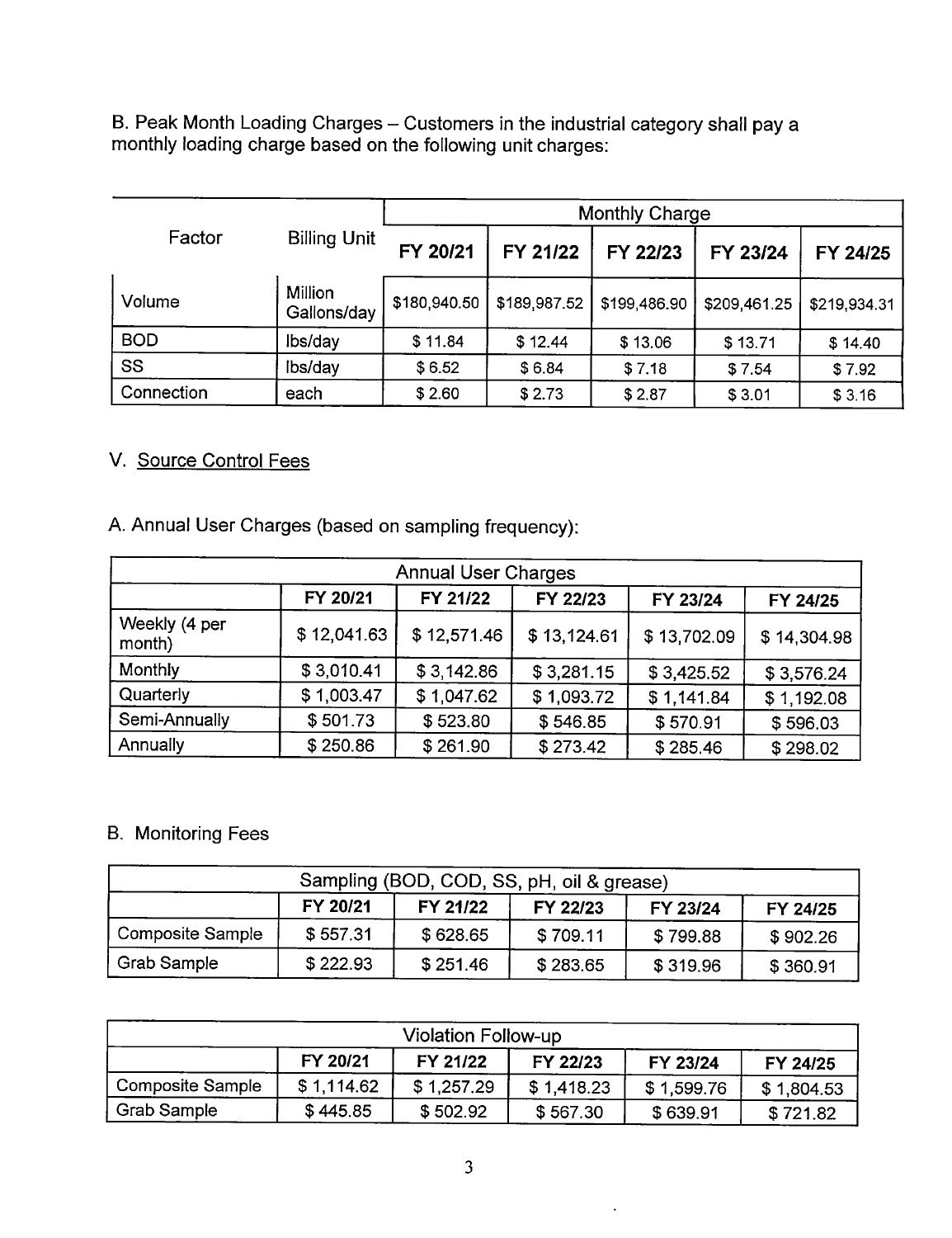B. Peak Month Loading Charges – Customers in the industrial category shall pay a monthly loading charge based on the following unit charges:

| Factor | Billing Unit | Monthly Charge | | | | |
|---|---|---|---|---|---|---|
| | | FY 20/21 | FY 21/22 | FY 22/23 | FY 23/24 | FY 24/25 |
| Volume | Million Gallons/day | $180,940.50 | $189,987.52 | $199,486.90 | $209,461.25 | $219,934.31 |
| BOD | lbs/day | $ 11.84 | $ 12.44 | $ 13.06 | $ 13.71 | $ 14.40 |
| SS | lbs/day | $ 6.52 | $ 6.84 | $ 7.18 | $ 7.54 | $ 7.92 |
| Connection | each | $ 2.60 | $ 2.73 | $ 2.87 | $ 3.01 | $ 3.16 |

V. <u>Source Control Fees</u>

A. Annual User Charges (based on sampling frequency):

| Annual User Charges | | | | | |
|---|---|---|---|---|---|
| | FY 20/21 | FY 21/22 | FY 22/23 | FY 23/24 | FY 24/25 |
| Weekly (4 per month) | $ 12,041.63 | $ 12,571.46 | $ 13,124.61 | $ 13,702.09 | $ 14,304.98 |
| Monthly | $ 3,010.41 | $ 3,142.86 | $ 3,281.15 | $ 3,425.52 | $ 3,576.24 |
| Quarterly | $ 1,003.47 | $ 1,047.62 | $ 1,093.72 | $ 1,141.84 | $ 1,192.08 |
| Semi-Annually | $ 501.73 | $ 523.80 | $ 546.85 | $ 570.91 | $ 596.03 |
| Annually | $ 250.86 | $ 261.90 | $ 273.42 | $ 285.46 | $ 298.02 |

B. Monitoring Fees

| Sampling (BOD, COD, SS, pH, oil & grease) | | | | | |
|---|---|---|---|---|---|
| | FY 20/21 | FY 21/22 | FY 22/23 | FY 23/24 | FY 24/25 |
| Composite Sample | $ 557.31 | $ 628.65 | $ 709.11 | $ 799.88 | $ 902.26 |
| Grab Sample | $ 222.93 | $ 251.46 | $ 283.65 | $ 319.96 | $ 360.91 |

| Violation Follow-up | | | | | |
|---|---|---|---|---|---|
| | FY 20/21 | FY 21/22 | FY 22/23 | FY 23/24 | FY 24/25 |
| Composite Sample | $ 1,114.62 | $ 1,257.29 | $ 1,418.23 | $ 1,599.76 | $ 1,804.53 |
| Grab Sample | $ 445.85 | $ 502.92 | $ 567.30 | $ 639.91 | $ 721.82 |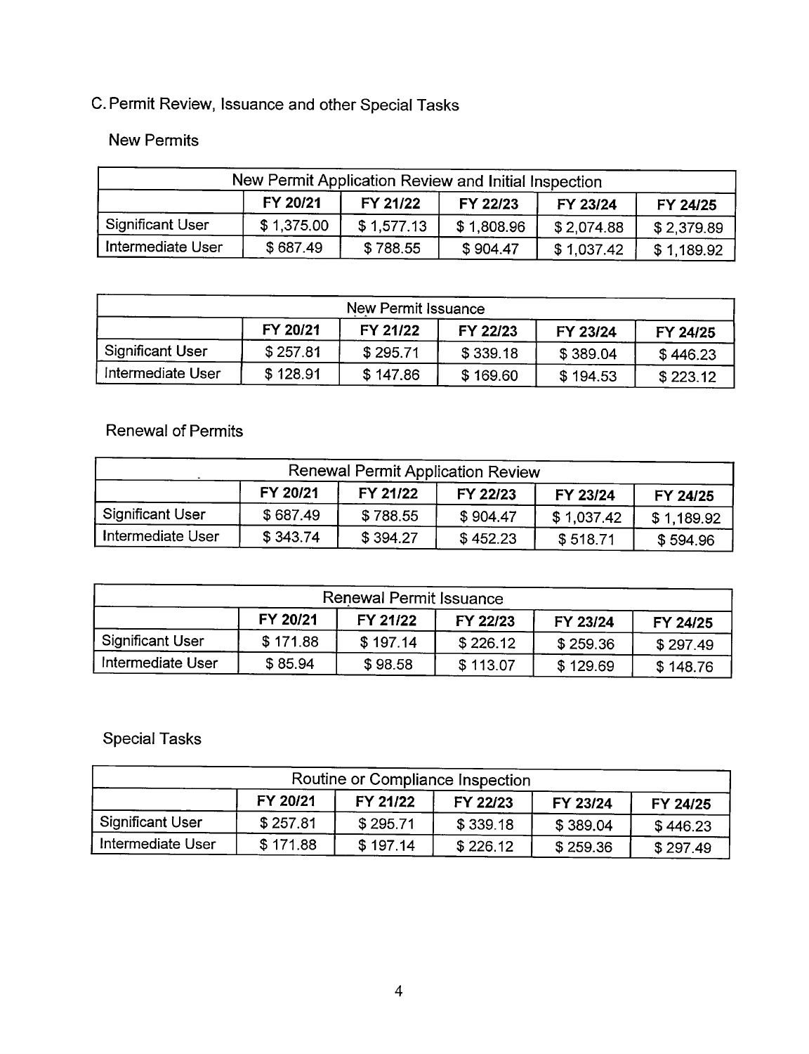## C. Permit Review, Issuance and other Special Tasks

### New Permits

| New Permit Application Review and Initial Inspection | | | | | |
|---|---|---|---|---|---|
| | FY 20/21 | FY 21/22 | FY 22/23 | FY 23/24 | FY 24/25 |
| Significant User | $ 1,375.00 | $ 1,577.13 | $ 1,808.96 | $ 2,074.88 | $ 2,379.89 |
| Intermediate User | $ 687.49 | $ 788.55 | $ 904.47 | $ 1,037.42 | $ 1,189.92 |

| New Permit Issuance | | | | | |
|---|---|---|---|---|---|
| | FY 20/21 | FY 21/22 | FY 22/23 | FY 23/24 | FY 24/25 |
| Significant User | $ 257.81 | $ 295.71 | $ 339.18 | $ 389.04 | $ 446.23 |
| Intermediate User | $ 128.91 | $ 147.86 | $ 169.60 | $ 194.53 | $ 223.12 |

### Renewal of Permits

| Renewal Permit Application Review | | | | | |
|---|---|---|---|---|---|
| | FY 20/21 | FY 21/22 | FY 22/23 | FY 23/24 | FY 24/25 |
| Significant User | $ 687.49 | $ 788.55 | $ 904.47 | $ 1,037.42 | $ 1,189.92 |
| Intermediate User | $ 343.74 | $ 394.27 | $ 452.23 | $ 518.71 | $ 594.96 |

| Renewal Permit Issuance | | | | | |
|---|---|---|---|---|---|
| | FY 20/21 | FY 21/22 | FY 22/23 | FY 23/24 | FY 24/25 |
| Significant User | $ 171.88 | $ 197.14 | $ 226.12 | $ 259.36 | $ 297.49 |
| Intermediate User | $ 85.94 | $ 98.58 | $ 113.07 | $ 129.69 | $ 148.76 |

### Special Tasks

| Routine or Compliance Inspection | | | | | |
|---|---|---|---|---|---|
| | FY 20/21 | FY 21/22 | FY 22/23 | FY 23/24 | FY 24/25 |
| Significant User | $ 257.81 | $ 295.71 | $ 339.18 | $ 389.04 | $ 446.23 |
| Intermediate User | $ 171.88 | $ 197.14 | $ 226.12 | $ 259.36 | $ 297.49 |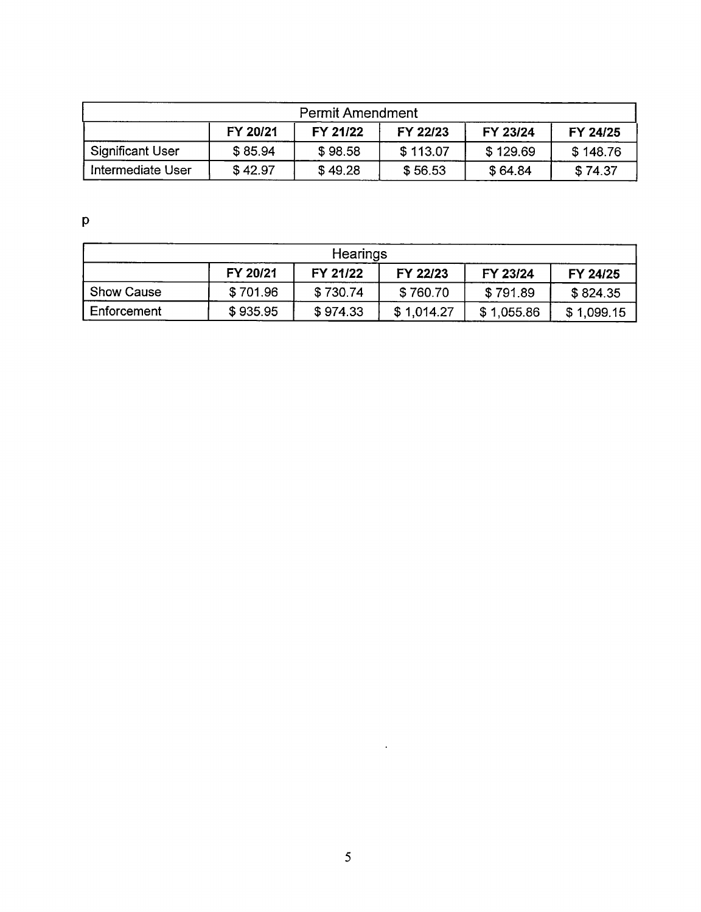| Permit Amendment | | | | | |
|---|---|---|---|---|---|
| | **FY 20/21** | **FY 21/22** | **FY 22/23** | **FY 23/24** | **FY 24/25** |
| Significant User | $ 85.94 | $ 98.58 | $ 113.07 | $ 129.69 | $ 148.76 |
| Intermediate User | $ 42.97 | $ 49.28 | $ 56.53 | $ 64.84 | $ 74.37 |

p

| Hearings | | | | | |
|---|---|---|---|---|---|
| | **FY 20/21** | **FY 21/22** | **FY 22/23** | **FY 23/24** | **FY 24/25** |
| Show Cause | $ 701.96 | $ 730.74 | $ 760.70 | $ 791.89 | $ 824.35 |
| Enforcement | $ 935.95 | $ 974.33 | $ 1,014.27 | $ 1,055.86 | $ 1,099.15 |